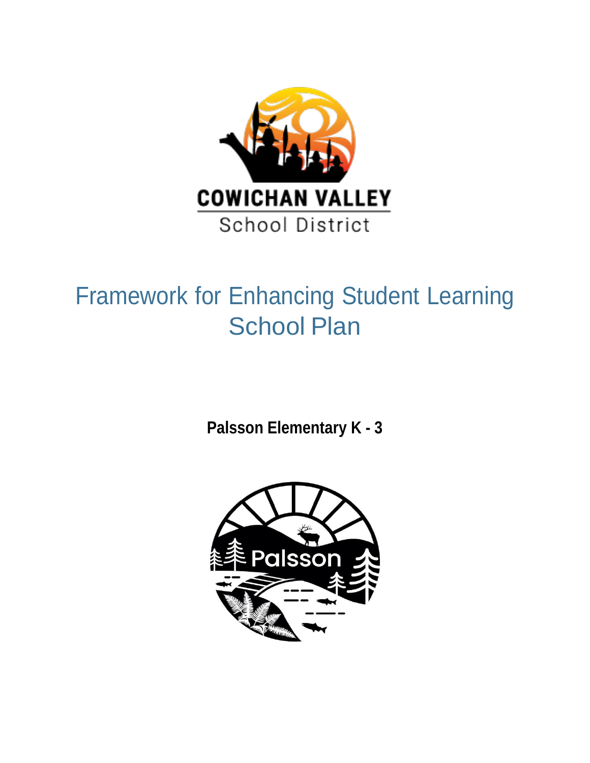COWICHAN VALLEY

School District

# Framework for Enhancing Student Learning School Plan

**Palsson Elementary K - 3**

Palsson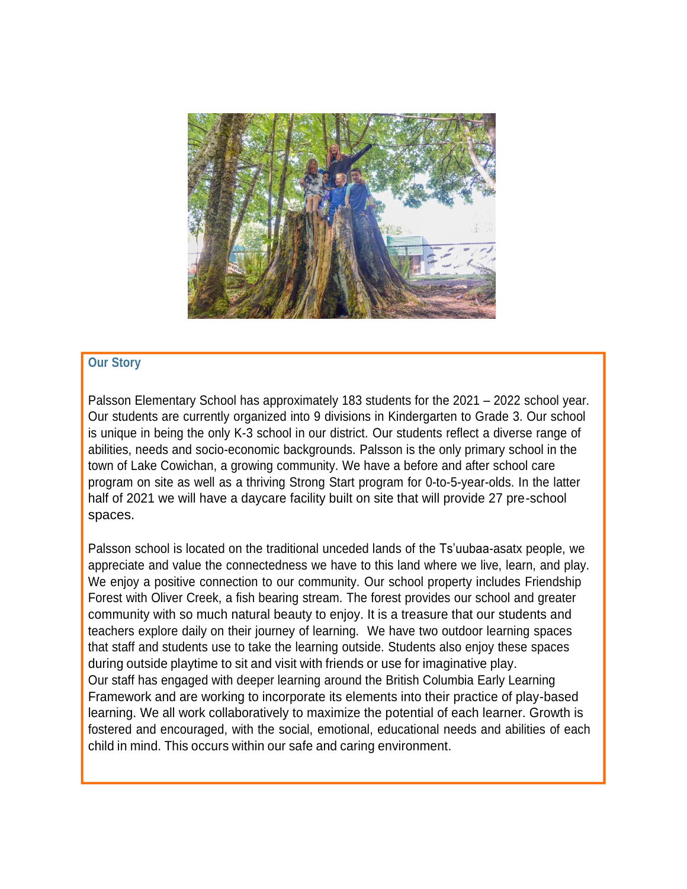## Our Story

Palsson Elementary School has approximately 183 students for the 2021 – 2022 school year. Our students are currently organized into 9 divisions in Kindergarten to Grade 3. Our school is unique in being the only K-3 school in our district. Our students reflect a diverse range of abilities, needs and socio-economic backgrounds. Palsson is the only primary school in the town of Lake Cowichan, a growing community. We have a before and after school care program on site as well as a thriving Strong Start program for 0-to-5-year-olds. In the latter half of 2021 we will have a daycare facility built on site that will provide 27 pre-school spaces.

Palsson school is located on the traditional unceded lands of the Ts'uubaa-asatx people, we appreciate and value the connectedness we have to this land where we live, learn, and play. We enjoy a positive connection to our community. Our school property includes Friendship Forest with Oliver Creek, a fish bearing stream. The forest provides our school and greater community with so much natural beauty to enjoy. It is a treasure that our students and teachers explore daily on their journey of learning. We have two outdoor learning spaces that staff and students use to take the learning outside. Students also enjoy these spaces during outside playtime to sit and visit with friends or use for imaginative play.
Our staff has engaged with deeper learning around the British Columbia Early Learning Framework and are working to incorporate its elements into their practice of play-based learning. We all work collaboratively to maximize the potential of each learner. Growth is fostered and encouraged, with the social, emotional, educational needs and abilities of each child in mind. This occurs within our safe and caring environment.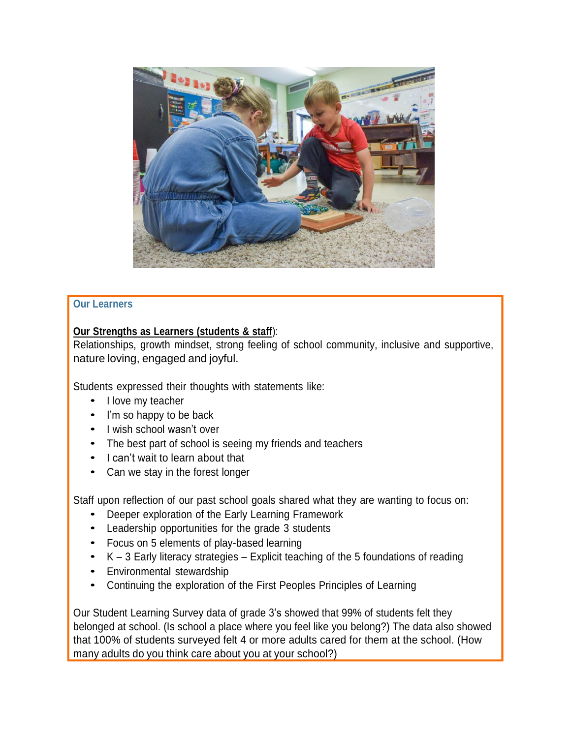## Our Learners

**Our Strengths as Learners (students & staff)**:
Relationships, growth mindset, strong feeling of school community, inclusive and supportive, nature loving, engaged and joyful.

Students expressed their thoughts with statements like:

- I love my teacher
- I'm so happy to be back
- I wish school wasn't over
- The best part of school is seeing my friends and teachers
- I can't wait to learn about that
- Can we stay in the forest longer

Staff upon reflection of our past school goals shared what they are wanting to focus on:

- Deeper exploration of the Early Learning Framework
- Leadership opportunities for the grade 3 students
- Focus on 5 elements of play-based learning
- K – 3 Early literacy strategies – Explicit teaching of the 5 foundations of reading
- Environmental stewardship
- Continuing the exploration of the First Peoples Principles of Learning

Our Student Learning Survey data of grade 3's showed that 99% of students felt they belonged at school. (Is school a place where you feel like you belong?) The data also showed that 100% of students surveyed felt 4 or more adults cared for them at the school. (How many adults do you think care about you at your school?)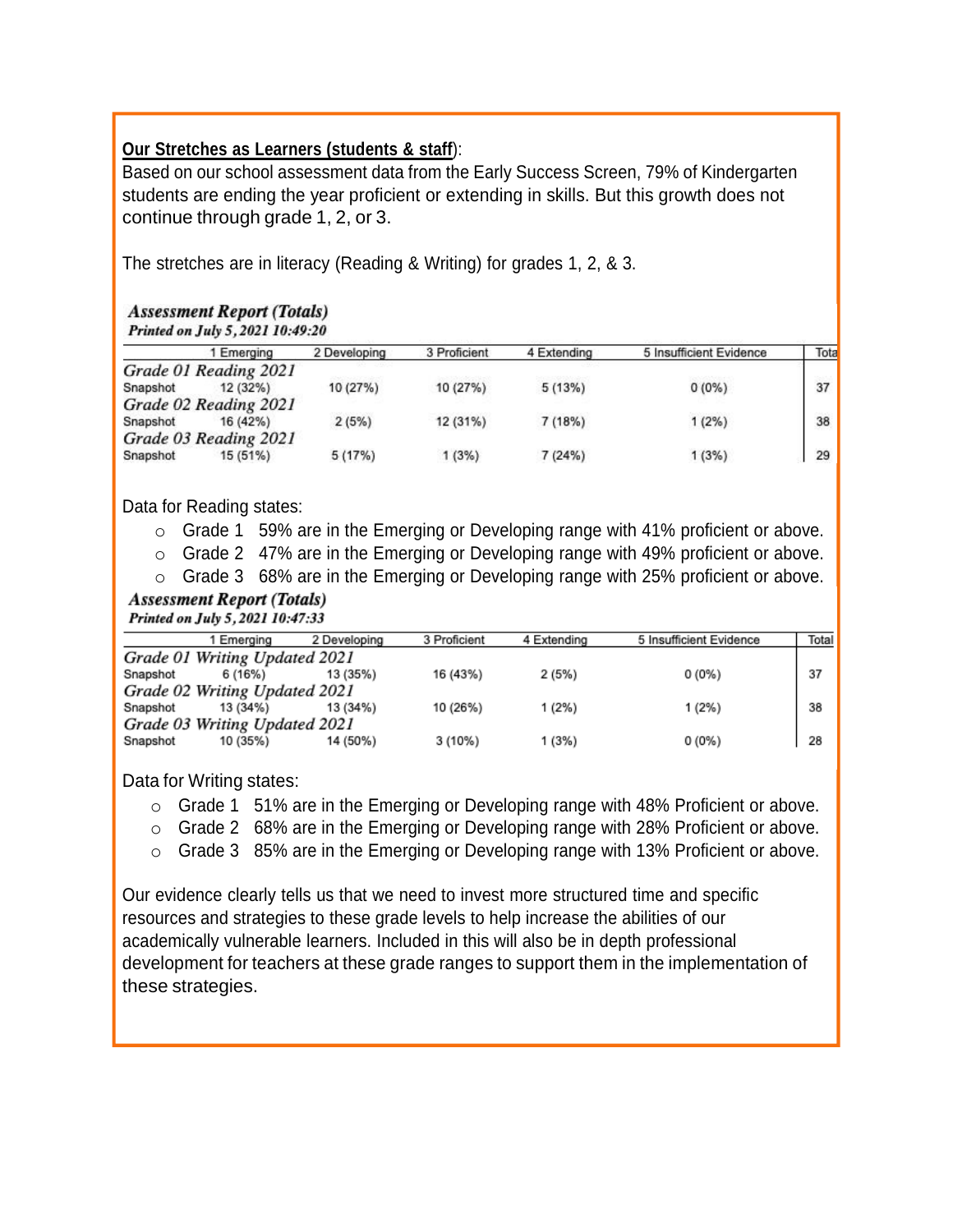**<u>Our Stretches as Learners (students & staff</u>**):
Based on our school assessment data from the Early Success Screen, 79% of Kindergarten students are ending the year proficient or extending in skills. But this growth does not continue through grade 1, 2, or 3.

The stretches are in literacy (Reading & Writing) for grades 1, 2, & 3.

***Assessment Report (Totals)***
***Printed on July 5, 2021 10:49:20***

| | 1 Emerging | 2 Developing | 3 Proficient | 4 Extending | 5 Insufficient Evidence | Total |
|---|---|---|---|---|---|---|
| *Grade 01 Reading 2021* | | | | | | |
| Snapshot | 12 (32%) | 10 (27%) | 10 (27%) | 5 (13%) | 0 (0%) | 37 |
| *Grade 02 Reading 2021* | | | | | | |
| Snapshot | 16 (42%) | 2 (5%) | 12 (31%) | 7 (18%) | 1 (2%) | 38 |
| *Grade 03 Reading 2021* | | | | | | |
| Snapshot | 15 (51%) | 5 (17%) | 1 (3%) | 7 (24%) | 1 (3%) | 29 |

Data for Reading states:

- Grade 1 59% are in the Emerging or Developing range with 41% proficient or above.
- Grade 2 47% are in the Emerging or Developing range with 49% proficient or above.
- Grade 3 68% are in the Emerging or Developing range with 25% proficient or above.

***Assessment Report (Totals)***
***Printed on July 5, 2021 10:47:33***

| | 1 Emerging | 2 Developing | 3 Proficient | 4 Extending | 5 Insufficient Evidence | Total |
|---|---|---|---|---|---|---|
| *Grade 01 Writing Updated 2021* | | | | | | |
| Snapshot | 6 (16%) | 13 (35%) | 16 (43%) | 2 (5%) | 0 (0%) | 37 |
| *Grade 02 Writing Updated 2021* | | | | | | |
| Snapshot | 13 (34%) | 13 (34%) | 10 (26%) | 1 (2%) | 1 (2%) | 38 |
| *Grade 03 Writing Updated 2021* | | | | | | |
| Snapshot | 10 (35%) | 14 (50%) | 3 (10%) | 1 (3%) | 0 (0%) | 28 |

Data for Writing states:

- Grade 1 51% are in the Emerging or Developing range with 48% Proficient or above.
- Grade 2 68% are in the Emerging or Developing range with 28% Proficient or above.
- Grade 3 85% are in the Emerging or Developing range with 13% Proficient or above.

Our evidence clearly tells us that we need to invest more structured time and specific resources and strategies to these grade levels to help increase the abilities of our academically vulnerable learners. Included in this will also be in depth professional development for teachers at these grade ranges to support them in the implementation of these strategies.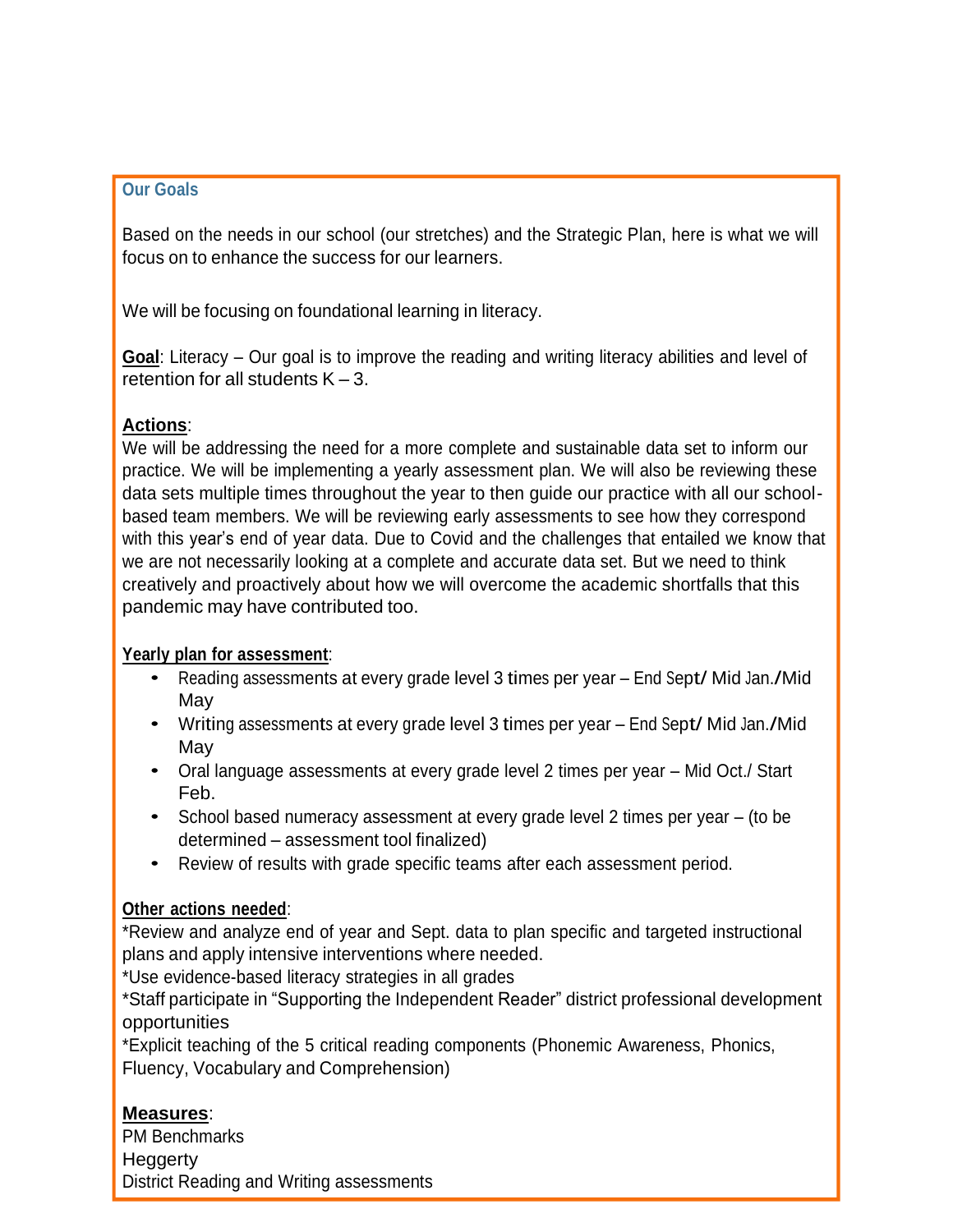## Our Goals

Based on the needs in our school (our stretches) and the Strategic Plan, here is what we will focus on to enhance the success for our learners.

We will be focusing on foundational learning in literacy.

**<u>Goal</u>**: Literacy – Our goal is to improve the reading and writing literacy abilities and level of retention for all students K – 3.

**<u>Actions</u>**:
We will be addressing the need for a more complete and sustainable data set to inform our practice. We will be implementing a yearly assessment plan. We will also be reviewing these data sets multiple times throughout the year to then guide our practice with all our school-based team members. We will be reviewing early assessments to see how they correspond with this year's end of year data. Due to Covid and the challenges that entailed we know that we are not necessarily looking at a complete and accurate data set. But we need to think creatively and proactively about how we will overcome the academic shortfalls that this pandemic may have contributed too.

**<u>Yearly plan for assessment</u>**:

- Reading assessments at every grade level 3 times per year – End Sept/ Mid Jan./Mid May
- Writing assessments at every grade level 3 times per year – End Sept/ Mid Jan./Mid May
- Oral language assessments at every grade level 2 times per year – Mid Oct./ Start Feb.
- School based numeracy assessment at every grade level 2 times per year – (to be determined – assessment tool finalized)
- Review of results with grade specific teams after each assessment period.

**<u>Other actions needed</u>**:
*Review and analyze end of year and Sept. data to plan specific and targeted instructional plans and apply intensive interventions where needed.
*Use evidence-based literacy strategies in all grades
*Staff participate in "Supporting the Independent Reader" district professional development opportunities
*Explicit teaching of the 5 critical reading components (Phonemic Awareness, Phonics, Fluency, Vocabulary and Comprehension)

**<u>Measures</u>**:
PM Benchmarks
Heggerty
District Reading and Writing assessments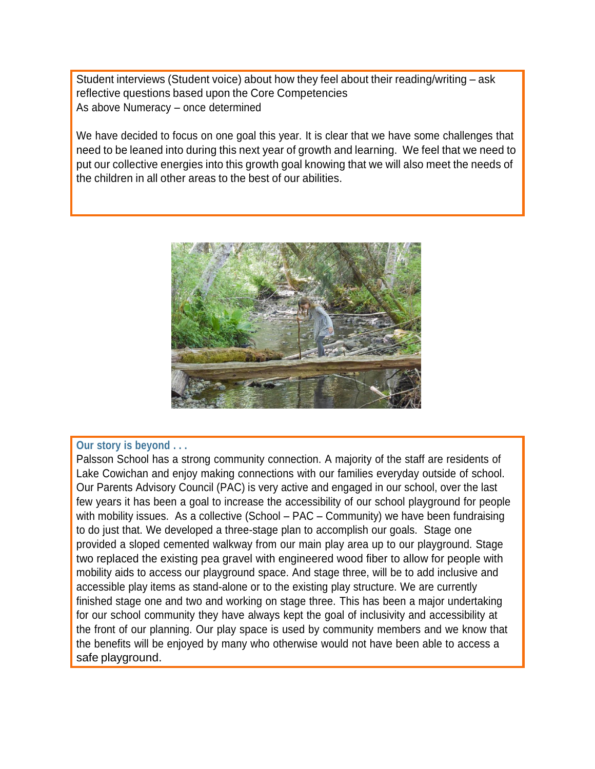Student interviews (Student voice) about how they feel about their reading/writing – ask reflective questions based upon the Core Competencies
As above Numeracy – once determined

We have decided to focus on one goal this year. It is clear that we have some challenges that need to be leaned into during this next year of growth and learning. We feel that we need to put our collective energies into this growth goal knowing that we will also meet the needs of the children in all other areas to the best of our abilities.

### Our story is beyond . . .

Palsson School has a strong community connection. A majority of the staff are residents of Lake Cowichan and enjoy making connections with our families everyday outside of school. Our Parents Advisory Council (PAC) is very active and engaged in our school, over the last few years it has been a goal to increase the accessibility of our school playground for people with mobility issues. As a collective (School – PAC – Community) we have been fundraising to do just that. We developed a three-stage plan to accomplish our goals. Stage one provided a sloped cemented walkway from our main play area up to our playground. Stage two replaced the existing pea gravel with engineered wood fiber to allow for people with mobility aids to access our playground space. And stage three, will be to add inclusive and accessible play items as stand-alone or to the existing play structure. We are currently finished stage one and two and working on stage three. This has been a major undertaking for our school community they have always kept the goal of inclusivity and accessibility at the front of our planning. Our play space is used by community members and we know that the benefits will be enjoyed by many who otherwise would not have been able to access a safe playground.